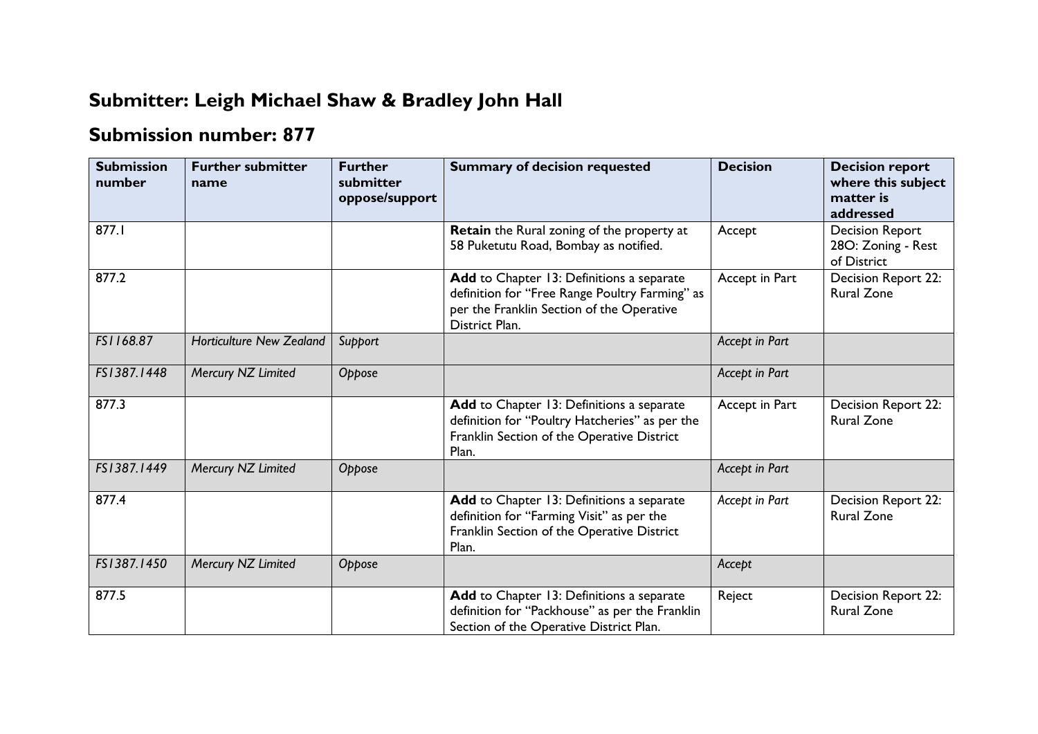# Submitter: Leigh Michael Shaw & Bradley John Hall

## Submission number: 877

| Submission number | Further submitter name | Further submitter oppose/support | Summary of decision requested | Decision | Decision report where this subject matter is addressed |
|---|---|---|---|---|---|
| 877.1 | | | **Retain** the Rural zoning of the property at 58 Puketutu Road, Bombay as notified. | Accept | Decision Report 28O: Zoning - Rest of District |
| 877.2 | | | **Add** to Chapter 13: Definitions a separate definition for "Free Range Poultry Farming" as per the Franklin Section of the Operative District Plan. | Accept in Part | Decision Report 22: Rural Zone |
| *FS1168.87* | *Horticulture New Zealand* | *Support* | | *Accept in Part* | |
| *FS1387.1448* | *Mercury NZ Limited* | *Oppose* | | *Accept in Part* | |
| 877.3 | | | **Add** to Chapter 13: Definitions a separate definition for "Poultry Hatcheries" as per the Franklin Section of the Operative District Plan. | Accept in Part | Decision Report 22: Rural Zone |
| *FS1387.1449* | *Mercury NZ Limited* | *Oppose* | | *Accept in Part* | |
| 877.4 | | | **Add** to Chapter 13: Definitions a separate definition for "Farming Visit" as per the Franklin Section of the Operative District Plan. | *Accept in Part* | Decision Report 22: Rural Zone |
| *FS1387.1450* | *Mercury NZ Limited* | *Oppose* | | *Accept* | |
| 877.5 | | | **Add** to Chapter 13: Definitions a separate definition for "Packhouse" as per the Franklin Section of the Operative District Plan. | Reject | Decision Report 22: Rural Zone |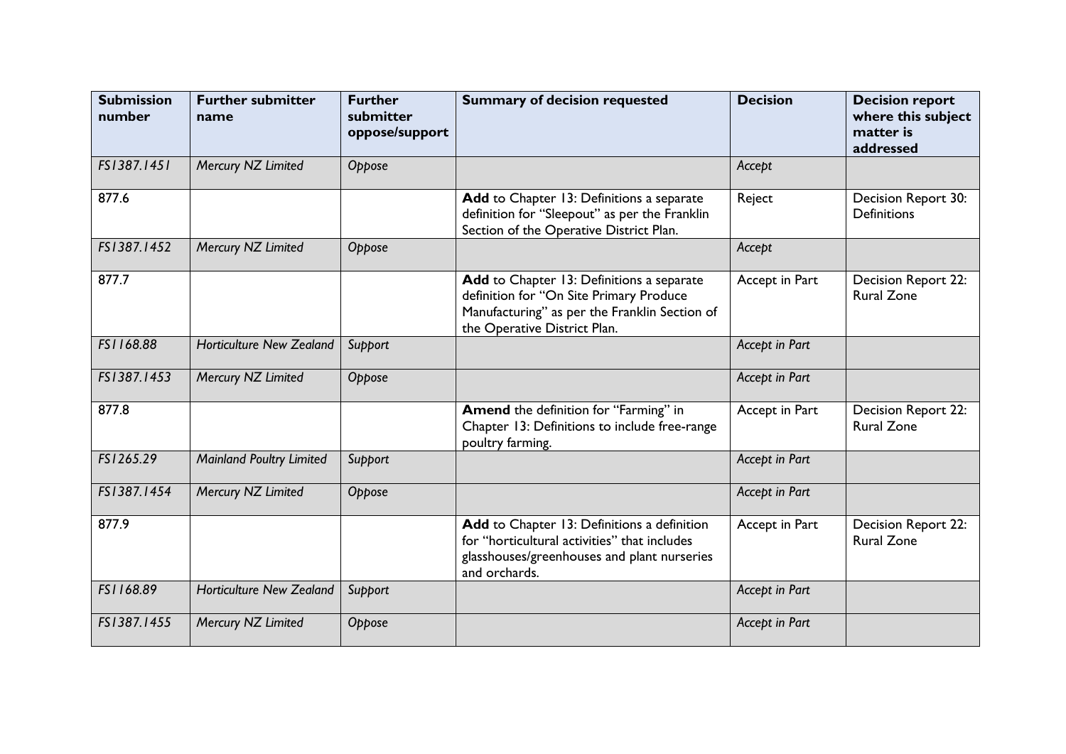| Submission number | Further submitter name | Further submitter oppose/support | Summary of decision requested | Decision | Decision report where this subject matter is addressed |
|---|---|---|---|---|---|
| *FS1387.1451* | *Mercury NZ Limited* | *Oppose* | | *Accept* | |
| 877.6 | | | **Add** to Chapter 13: Definitions a separate definition for "Sleepout" as per the Franklin Section of the Operative District Plan. | Reject | Decision Report 30: Definitions |
| *FS1387.1452* | *Mercury NZ Limited* | *Oppose* | | *Accept* | |
| 877.7 | | | **Add** to Chapter 13: Definitions a separate definition for "On Site Primary Produce Manufacturing" as per the Franklin Section of the Operative District Plan. | Accept in Part | Decision Report 22: Rural Zone |
| *FS1168.88* | *Horticulture New Zealand* | *Support* | | *Accept in Part* | |
| *FS1387.1453* | *Mercury NZ Limited* | *Oppose* | | *Accept in Part* | |
| 877.8 | | | **Amend** the definition for "Farming" in Chapter 13: Definitions to include free-range poultry farming. | Accept in Part | Decision Report 22: Rural Zone |
| *FS1265.29* | *Mainland Poultry Limited* | *Support* | | *Accept in Part* | |
| *FS1387.1454* | *Mercury NZ Limited* | *Oppose* | | *Accept in Part* | |
| 877.9 | | | **Add** to Chapter 13: Definitions a definition for "horticultural activities" that includes glasshouses/greenhouses and plant nurseries and orchards. | Accept in Part | Decision Report 22: Rural Zone |
| *FS1168.89* | *Horticulture New Zealand* | *Support* | | *Accept in Part* | |
| *FS1387.1455* | *Mercury NZ Limited* | *Oppose* | | *Accept in Part* | |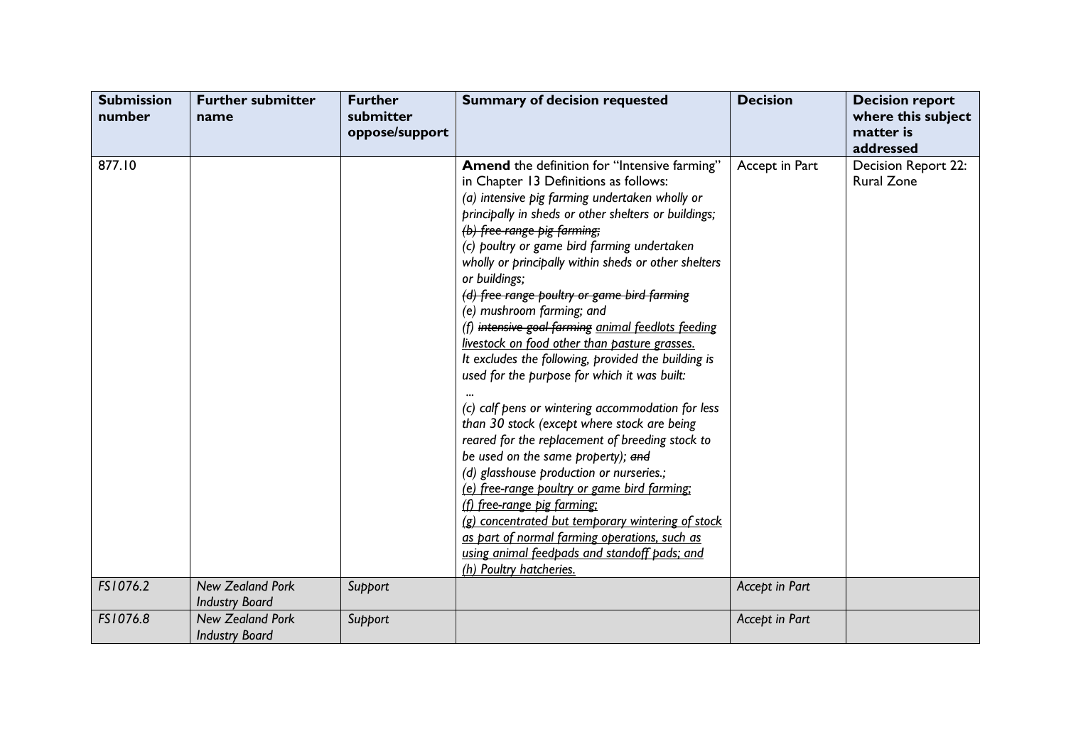| Submission number | Further submitter name | Further submitter oppose/support | Summary of decision requested | Decision | Decision report where this subject matter is addressed |
|---|---|---|---|---|---|
| 877.10 | | | **Amend** the definition for "Intensive farming" in Chapter 13 Definitions as follows:<br>*(a) intensive pig farming undertaken wholly or principally in sheds or other shelters or buildings;*<br>*~~(b) free-range pig farming;~~*<br>*(c) poultry or game bird farming undertaken wholly or principally within sheds or other shelters or buildings;*<br>*~~(d) free-range poultry or game bird farming~~*<br>*(e) mushroom farming; and*<br>*(f) ~~intensive goal farming~~ <u>animal feedlots feeding livestock on food other than pasture grasses.</u>*<br>*It excludes the following, provided the building is used for the purpose for which it was built:*<br>*...*<br>*(c) calf pens or wintering accommodation for less than 30 stock (except where stock are being reared for the replacement of breeding stock to be used on the same property); ~~and~~*<br>*(d) glasshouse production or nurseries.;*<br>*<u>(e) free-range poultry or game bird farming;</u>*<br>*<u>(f) free-range pig farming;</u>*<br>*<u>(g) concentrated but temporary wintering of stock as part of normal farming operations, such as using animal feedpads and standoff pads; and</u>*<br>*<u>(h) Poultry hatcheries.</u>* | Accept in Part | Decision Report 22: Rural Zone |
| *FS1076.2* | *New Zealand Pork Industry Board* | *Support* | | *Accept in Part* | |
| *FS1076.8* | *New Zealand Pork Industry Board* | *Support* | | *Accept in Part* | |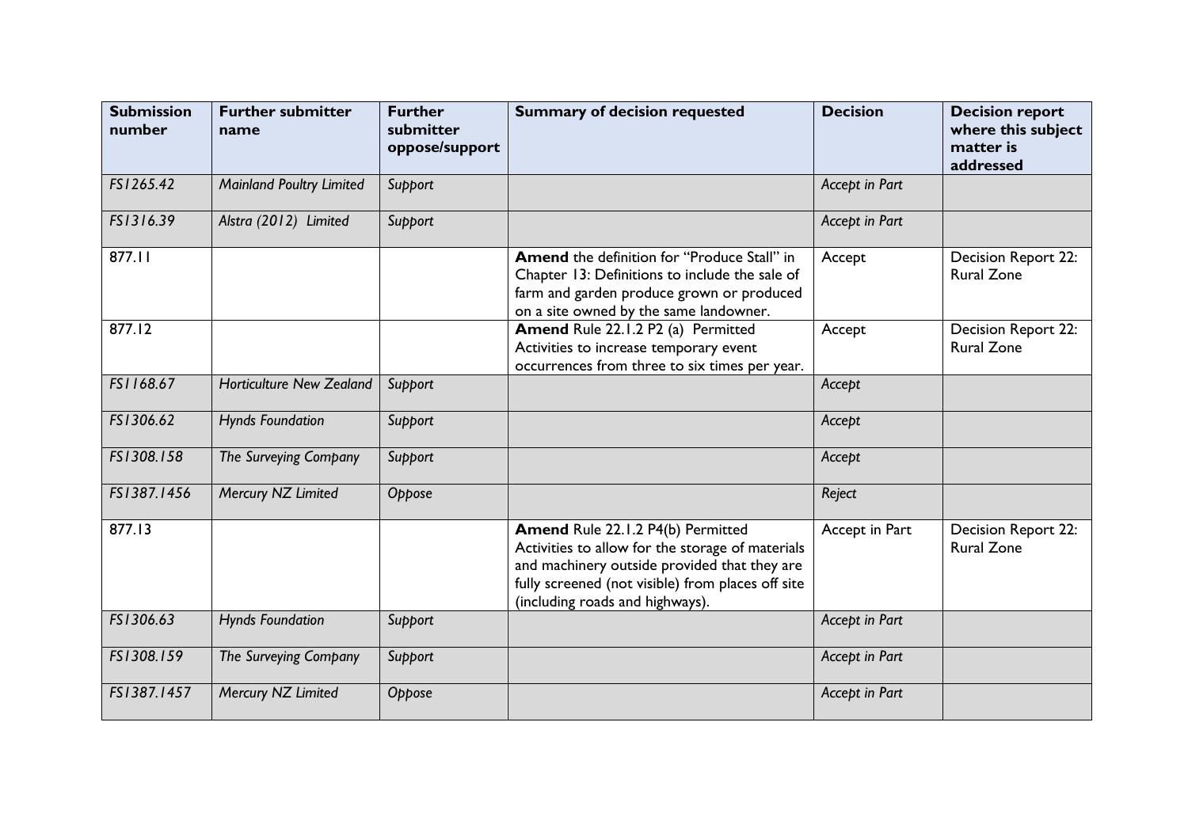| Submission number | Further submitter name | Further submitter oppose/support | Summary of decision requested | Decision | Decision report where this subject matter is addressed |
|---|---|---|---|---|---|
| *FS1265.42* | *Mainland Poultry Limited* | *Support* | | *Accept in Part* | |
| *FS1316.39* | *Alstra (2012) Limited* | *Support* | | *Accept in Part* | |
| 877.11 | | | **Amend** the definition for "Produce Stall" in Chapter 13: Definitions to include the sale of farm and garden produce grown or produced on a site owned by the same landowner. | Accept | Decision Report 22: Rural Zone |
| 877.12 | | | **Amend** Rule 22.1.2 P2 (a) Permitted Activities to increase temporary event occurrences from three to six times per year. | Accept | Decision Report 22: Rural Zone |
| *FS1168.67* | *Horticulture New Zealand* | *Support* | | *Accept* | |
| *FS1306.62* | *Hynds Foundation* | *Support* | | *Accept* | |
| *FS1308.158* | *The Surveying Company* | *Support* | | *Accept* | |
| *FS1387.1456* | *Mercury NZ Limited* | *Oppose* | | *Reject* | |
| 877.13 | | | **Amend** Rule 22.1.2 P4(b) Permitted Activities to allow for the storage of materials and machinery outside provided that they are fully screened (not visible) from places off site (including roads and highways). | Accept in Part | Decision Report 22: Rural Zone |
| *FS1306.63* | *Hynds Foundation* | *Support* | | *Accept in Part* | |
| *FS1308.159* | *The Surveying Company* | *Support* | | *Accept in Part* | |
| *FS1387.1457* | *Mercury NZ Limited* | *Oppose* | | *Accept in Part* | |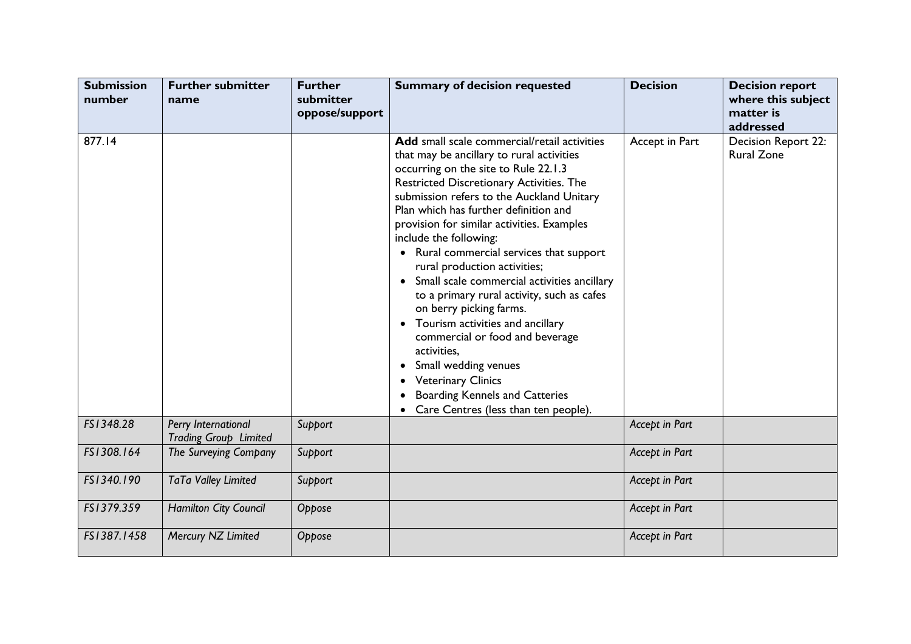| Submission number | Further submitter name | Further submitter oppose/support | Summary of decision requested | Decision | Decision report where this subject matter is addressed |
|---|---|---|---|---|---|
| 877.14 | | | **Add** small scale commercial/retail activities that may be ancillary to rural activities occurring on the site to Rule 22.1.3 Restricted Discretionary Activities. The submission refers to the Auckland Unitary Plan which has further definition and provision for similar activities. Examples include the following: <br>• Rural commercial services that support rural production activities; <br>• Small scale commercial activities ancillary to a primary rural activity, such as cafes on berry picking farms. <br>• Tourism activities and ancillary commercial or food and beverage activities, <br>• Small wedding venues <br>• Veterinary Clinics <br>• Boarding Kennels and Catteries <br>• Care Centres (less than ten people). | Accept in Part | Decision Report 22: Rural Zone |
| *FS1348.28* | *Perry International Trading Group Limited* | *Support* | | *Accept in Part* | |
| *FS1308.164* | *The Surveying Company* | *Support* | | *Accept in Part* | |
| *FS1340.190* | *TaTa Valley Limited* | *Support* | | *Accept in Part* | |
| *FS1379.359* | *Hamilton City Council* | *Oppose* | | *Accept in Part* | |
| *FS1387.1458* | *Mercury NZ Limited* | *Oppose* | | *Accept in Part* | |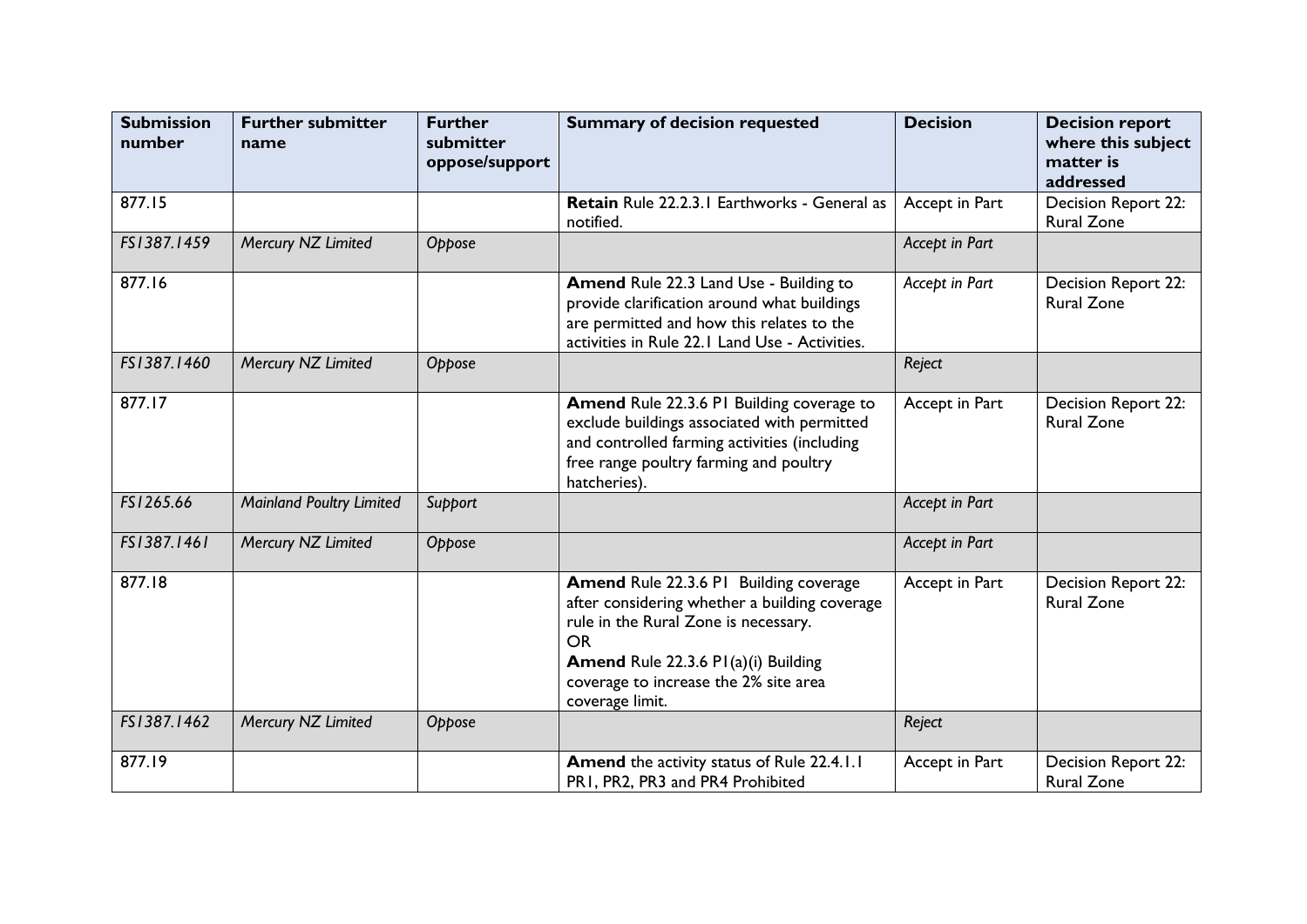| Submission number | Further submitter name | Further submitter oppose/support | Summary of decision requested | Decision | Decision report where this subject matter is addressed |
|---|---|---|---|---|---|
| 877.15 | | | **Retain** Rule 22.2.3.1 Earthworks - General as notified. | Accept in Part | Decision Report 22: Rural Zone |
| *FS1387.1459* | *Mercury NZ Limited* | *Oppose* | | *Accept in Part* | |
| 877.16 | | | **Amend** Rule 22.3 Land Use - Building to provide clarification around what buildings are permitted and how this relates to the activities in Rule 22.1 Land Use - Activities. | *Accept in Part* | Decision Report 22: Rural Zone |
| *FS1387.1460* | *Mercury NZ Limited* | *Oppose* | | *Reject* | |
| 877.17 | | | **Amend** Rule 22.3.6 P1 Building coverage to exclude buildings associated with permitted and controlled farming activities (including free range poultry farming and poultry hatcheries). | Accept in Part | Decision Report 22: Rural Zone |
| *FS1265.66* | *Mainland Poultry Limited* | *Support* | | *Accept in Part* | |
| *FS1387.1461* | *Mercury NZ Limited* | *Oppose* | | *Accept in Part* | |
| 877.18 | | | **Amend** Rule 22.3.6 P1 Building coverage after considering whether a building coverage rule in the Rural Zone is necessary.<br>OR<br>**Amend** Rule 22.3.6 P1(a)(i) Building coverage to increase the 2% site area coverage limit. | Accept in Part | Decision Report 22: Rural Zone |
| *FS1387.1462* | *Mercury NZ Limited* | *Oppose* | | *Reject* | |
| 877.19 | | | **Amend** the activity status of Rule 22.4.1.1 PR1, PR2, PR3 and PR4 Prohibited | Accept in Part | Decision Report 22: Rural Zone |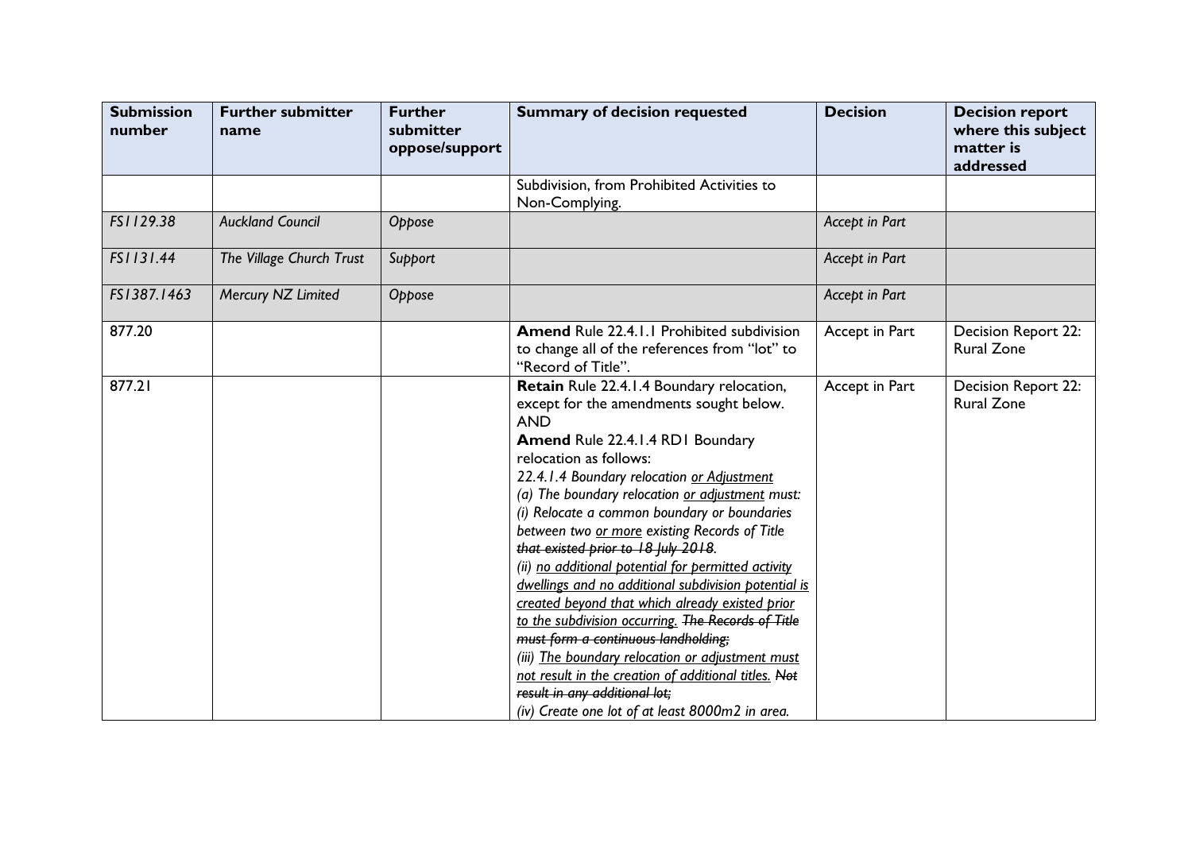| Submission number | Further submitter name | Further submitter oppose/support | Summary of decision requested | Decision | Decision report where this subject matter is addressed |
|---|---|---|---|---|---|
| | | | Subdivision, from Prohibited Activities to Non-Complying. | | |
| *FS1129.38* | *Auckland Council* | *Oppose* | | *Accept in Part* | |
| *FS1131.44* | *The Village Church Trust* | *Support* | | *Accept in Part* | |
| *FS1387.1463* | *Mercury NZ Limited* | *Oppose* | | *Accept in Part* | |
| 877.20 | | | **Amend** Rule 22.4.1.1 Prohibited subdivision to change all of the references from "lot" to "Record of Title". | Accept in Part | Decision Report 22: Rural Zone |
| 877.21 | | | **Retain** Rule 22.4.1.4 Boundary relocation, except for the amendments sought below.<br>**AND**<br>**Amend** Rule 22.4.1.4 RD1 Boundary relocation as follows:<br>*22.4.1.4 Boundary relocation <u>or Adjustment</u>*<br>*(a) The boundary relocation <u>or adjustment</u> must:*<br>*(i) Relocate a common boundary or boundaries between two <u>or more</u> existing Records of Title ~~that existed prior to 18 July 2018~~.*<br>*(ii) <u>no additional potential for permitted activity dwellings and no additional subdivision potential is created beyond that which already existed prior to the subdivision occurring.</u> ~~The Records of Title must form a continuous landholding;~~*<br>*(iii) <u>The boundary relocation or adjustment must not result in the creation of additional titles.</u> ~~Not result in any additional lot;~~*<br>*(iv) Create one lot of at least 8000m2 in area.* | Accept in Part | Decision Report 22: Rural Zone |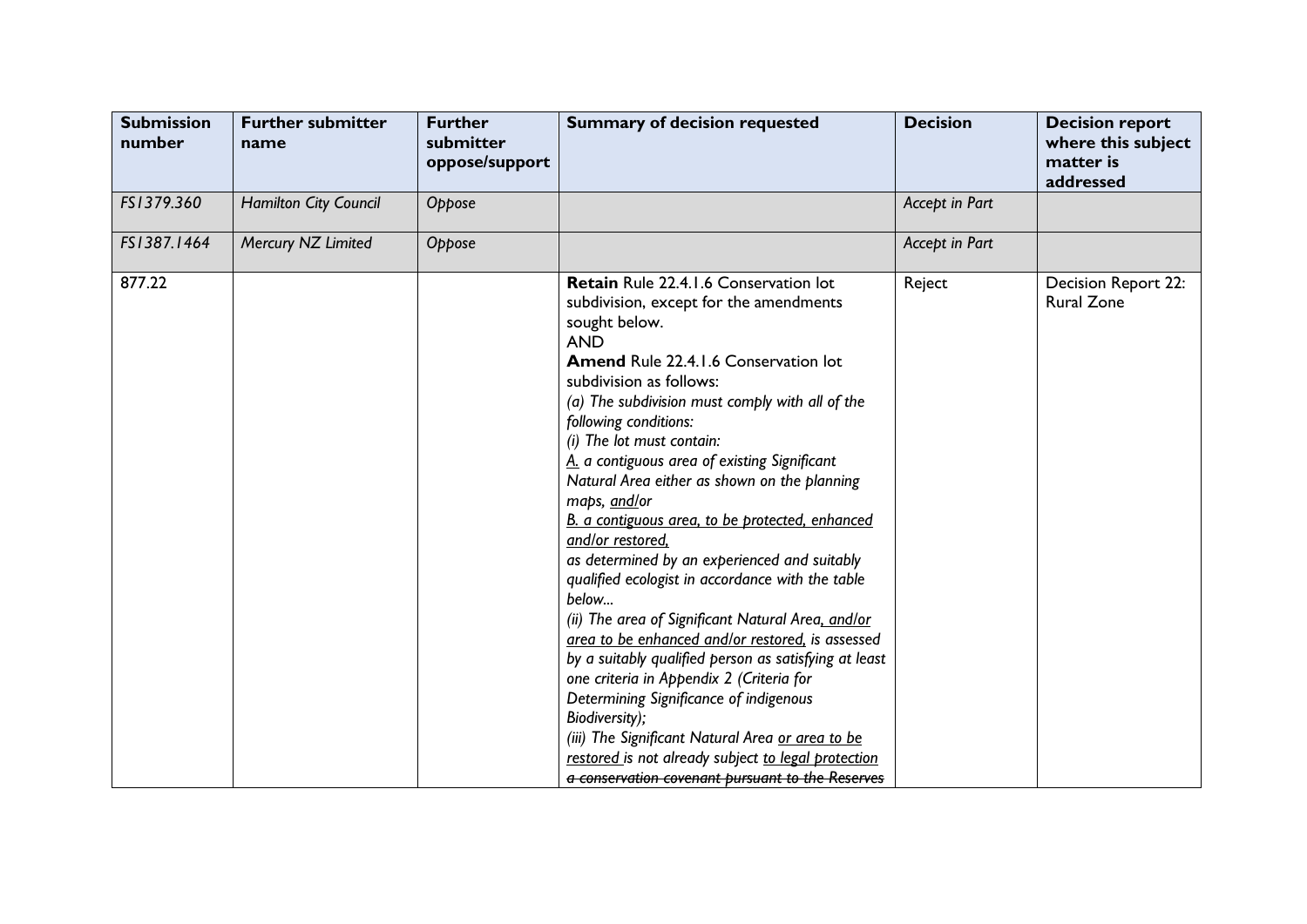| Submission number | Further submitter name | Further submitter oppose/support | Summary of decision requested | Decision | Decision report where this subject matter is addressed |
|---|---|---|---|---|---|
| *FS1379.360* | *Hamilton City Council* | *Oppose* | | *Accept in Part* | |
| *FS1387.1464* | *Mercury NZ Limited* | *Oppose* | | *Accept in Part* | |
| 877.22 | | | **Retain** Rule 22.4.1.6 Conservation lot subdivision, except for the amendments sought below.<br>AND<br>**Amend** Rule 22.4.1.6 Conservation lot subdivision as follows:<br>*(a) The subdivision must comply with all of the following conditions:*<br>*(i) The lot must contain:*<br>*<u>A.</u> a contiguous area of existing Significant Natural Area either as shown on the planning maps, <u>and</u>/or*<br>*<u>B. a contiguous area, to be protected, enhanced and/or restored,</u>*<br>*as determined by an experienced and suitably qualified ecologist in accordance with the table below...*<br>*(ii) The area of Significant Natural Area<u>, and/or area to be enhanced and/or restored,</u> is assessed by a suitably qualified person as satisfying at least one criteria in Appendix 2 (Criteria for Determining Significance of indigenous Biodiversity);*<br>*(iii) The Significant Natural Area <u>or area to be restored</u> is not already subject <u>to legal protection</u> ~~a conservation covenant pursuant to the Reserves~~* | Reject | Decision Report 22: Rural Zone |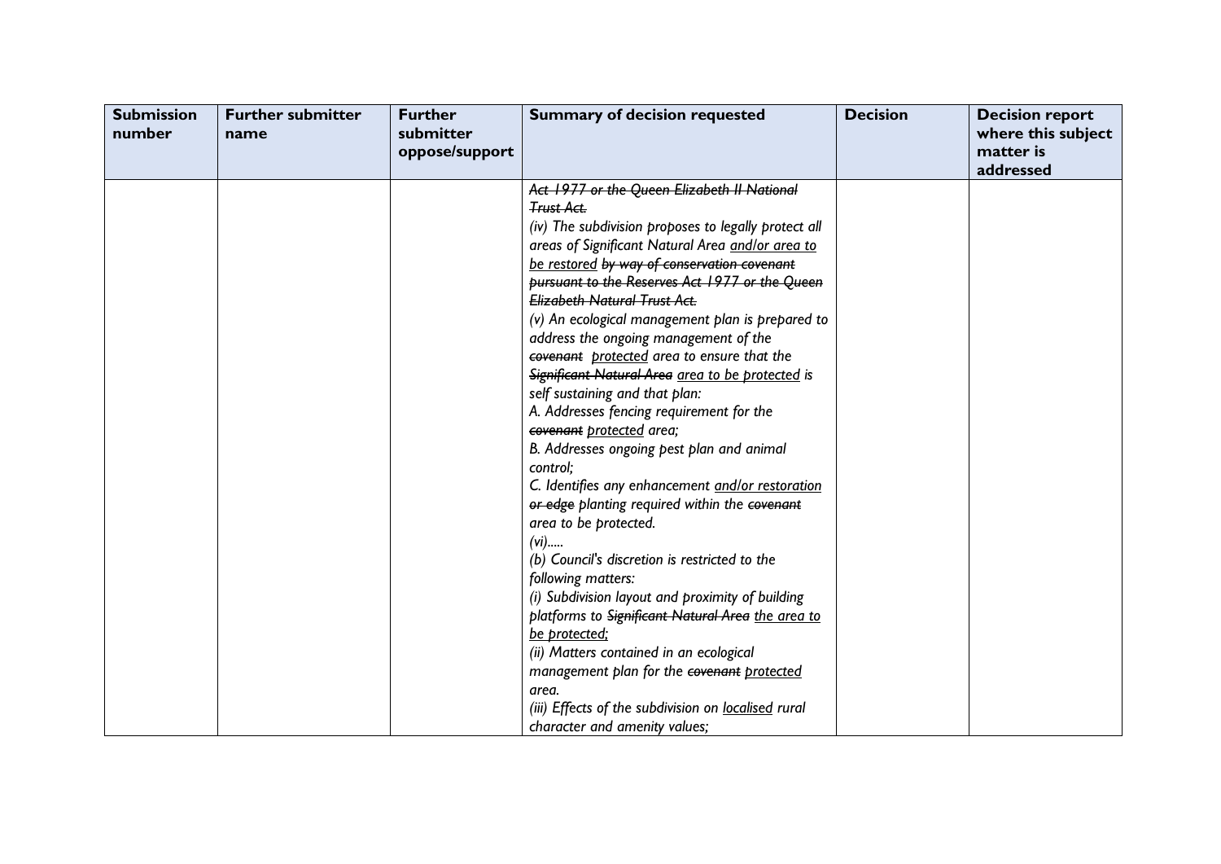| Submission number | Further submitter name | Further submitter oppose/support | Summary of decision requested | Decision | Decision report where this subject matter is addressed |
|---|---|---|---|---|---|
| | | | *~~Act 1977 or the Queen Elizabeth II National Trust Act.~~*<br>*(iv) The subdivision proposes to legally protect all areas of Significant Natural Area <u>and/or area to be restored</u> ~~by way of conservation covenant pursuant to the Reserves Act 1977 or the Queen Elizabeth Natural Trust Act.~~*<br>*(v) An ecological management plan is prepared to address the ongoing management of the ~~covenant~~ <u>protected</u> area to ensure that the ~~Significant Natural Area~~ <u>area to be protected</u> is self sustaining and that plan:*<br>*A. Addresses fencing requirement for the ~~covenant~~ <u>protected</u> area;*<br>*B. Addresses ongoing pest plan and animal control;*<br>*C. Identifies any enhancement <u>and/or restoration</u> ~~or edge~~ planting required within the ~~covenant~~ area to be protected.*<br>*(vi).....*<br>*(b) Council's discretion is restricted to the following matters:*<br>*(i) Subdivision layout and proximity of building platforms to ~~Significant Natural Area~~ <u>the area to be protected;</u>*<br>*(ii) Matters contained in an ecological management plan for the ~~covenant~~ <u>protected</u> area.*<br>*(iii) Effects of the subdivision on <u>localised</u> rural character and amenity values;* | | |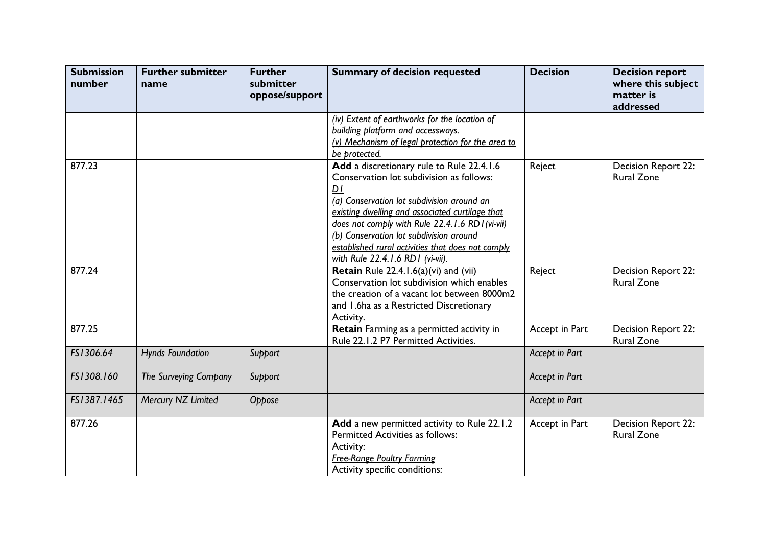| Submission number | Further submitter name | Further submitter oppose/support | Summary of decision requested | Decision | Decision report where this subject matter is addressed |
|---|---|---|---|---|---|
| | | | *(iv) Extent of earthworks for the location of building platform and accessways.* <u>*(v) Mechanism of legal protection for the area to be protected.*</u> | | |
| 877.23 | | | **Add** a discretionary rule to Rule 22.4.1.6 Conservation lot subdivision as follows: <u>*D1*</u> <u>*(a) Conservation lot subdivision around an existing dwelling and associated curtilage that does not comply with Rule 22.4.1.6 RD1(vi-vii)*</u> <u>*(b) Conservation lot subdivision around established rural activities that does not comply with Rule 22.4.1.6 RD1 (vi-vii).*</u> | Reject | Decision Report 22: Rural Zone |
| 877.24 | | | **Retain** Rule 22.4.1.6(a)(vi) and (vii) Conservation lot subdivision which enables the creation of a vacant lot between 8000m2 and 1.6ha as a Restricted Discretionary Activity. | Reject | Decision Report 22: Rural Zone |
| 877.25 | | | **Retain** Farming as a permitted activity in Rule 22.1.2 P7 Permitted Activities. | Accept in Part | Decision Report 22: Rural Zone |
| *FS1306.64* | *Hynds Foundation* | *Support* | | *Accept in Part* | |
| *FS1308.160* | *The Surveying Company* | *Support* | | *Accept in Part* | |
| *FS1387.1465* | *Mercury NZ Limited* | *Oppose* | | *Accept in Part* | |
| 877.26 | | | **Add** a new permitted activity to Rule 22.1.2 Permitted Activities as follows: Activity: <u>*Free-Range Poultry Farming*</u> Activity specific conditions: | Accept in Part | Decision Report 22: Rural Zone |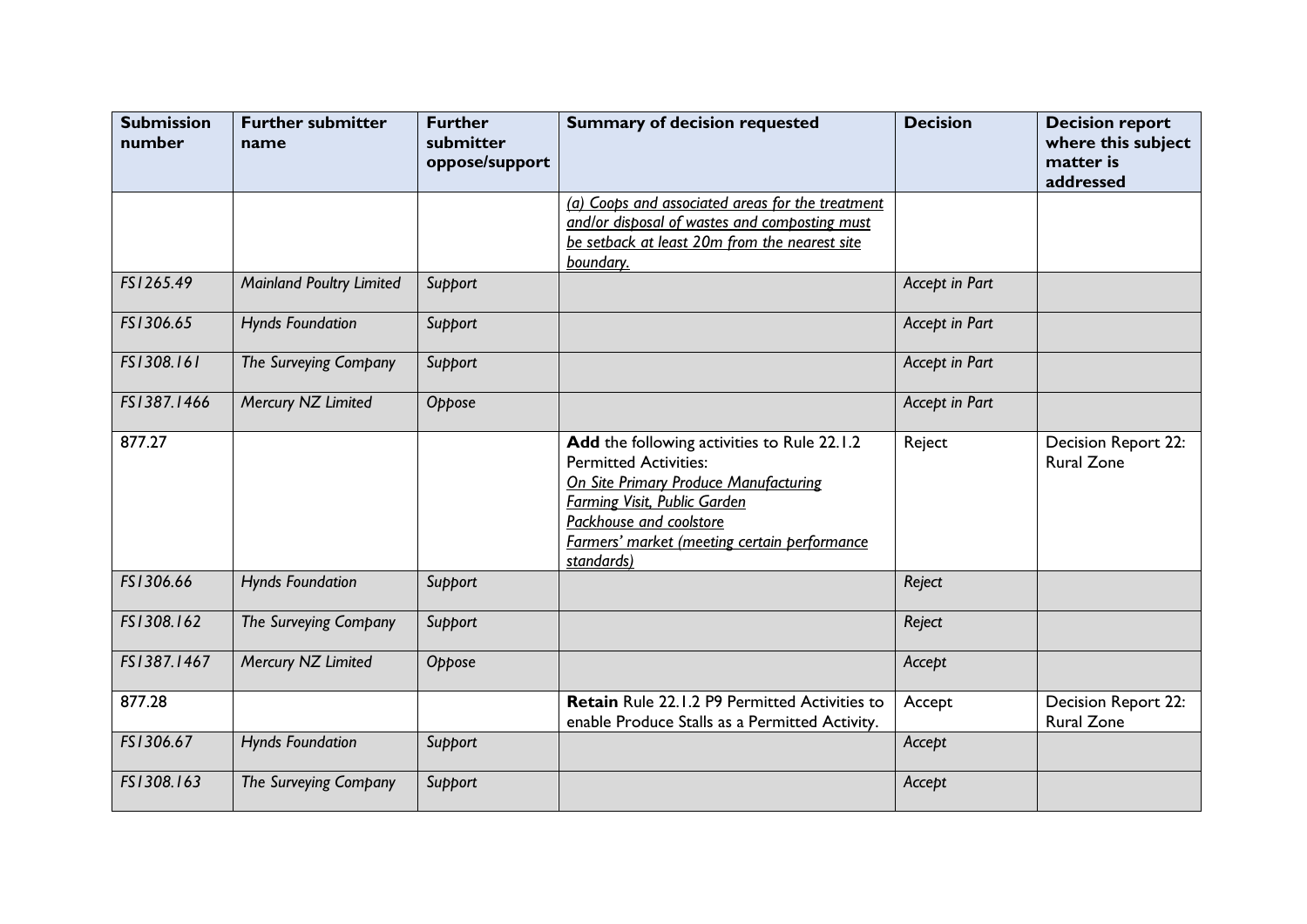| Submission number | Further submitter name | Further submitter oppose/support | Summary of decision requested | Decision | Decision report where this subject matter is addressed |
|---|---|---|---|---|---|
| | | | <u>*(a) Coops and associated areas for the treatment and/or disposal of wastes and composting must be setback at least 20m from the nearest site boundary.*</u> | | |
| *FS1265.49* | *Mainland Poultry Limited* | *Support* | | *Accept in Part* | |
| *FS1306.65* | *Hynds Foundation* | *Support* | | *Accept in Part* | |
| *FS1308.161* | *The Surveying Company* | *Support* | | *Accept in Part* | |
| *FS1387.1466* | *Mercury NZ Limited* | *Oppose* | | *Accept in Part* | |
| 877.27 | | | **Add** the following activities to Rule 22.1.2 Permitted Activities:<br><u>*On Site Primary Produce Manufacturing*</u><br><u>*Farming Visit, Public Garden*</u><br><u>*Packhouse and coolstore*</u><br><u>*Farmers' market (meeting certain performance standards)*</u> | Reject | Decision Report 22: Rural Zone |
| *FS1306.66* | *Hynds Foundation* | *Support* | | *Reject* | |
| *FS1308.162* | *The Surveying Company* | *Support* | | *Reject* | |
| *FS1387.1467* | *Mercury NZ Limited* | *Oppose* | | *Accept* | |
| 877.28 | | | **Retain** Rule 22.1.2 P9 Permitted Activities to enable Produce Stalls as a Permitted Activity. | Accept | Decision Report 22: Rural Zone |
| *FS1306.67* | *Hynds Foundation* | *Support* | | *Accept* | |
| *FS1308.163* | *The Surveying Company* | *Support* | | *Accept* | |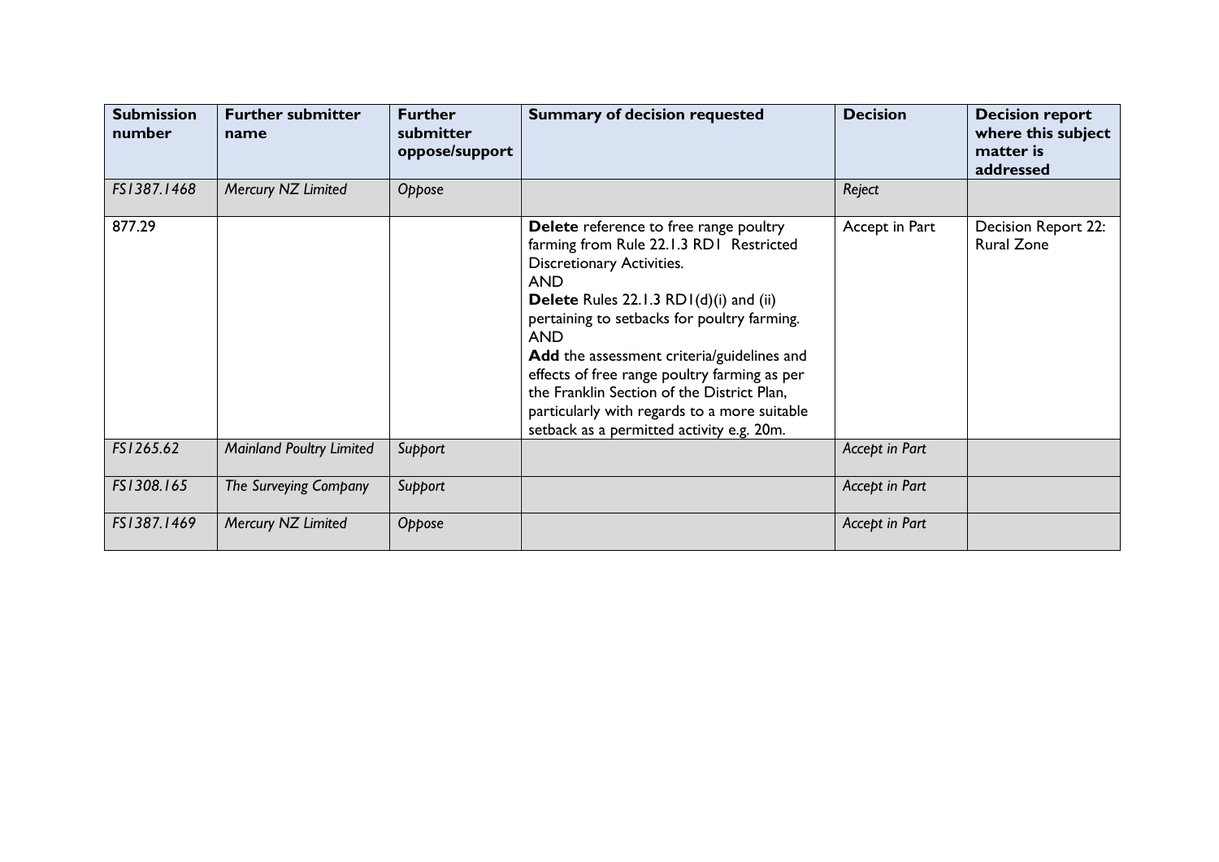| Submission number | Further submitter name | Further submitter oppose/support | Summary of decision requested | Decision | Decision report where this subject matter is addressed |
|---|---|---|---|---|---|
| *FS1387.1468* | *Mercury NZ Limited* | *Oppose* | | *Reject* | |
| 877.29 | | | **Delete** reference to free range poultry farming from Rule 22.1.3 RD1 Restricted Discretionary Activities.<br>AND<br>**Delete** Rules 22.1.3 RD1(d)(i) and (ii) pertaining to setbacks for poultry farming.<br>AND<br>**Add** the assessment criteria/guidelines and effects of free range poultry farming as per the Franklin Section of the District Plan, particularly with regards to a more suitable setback as a permitted activity e.g. 20m. | Accept in Part | Decision Report 22: Rural Zone |
| *FS1265.62* | *Mainland Poultry Limited* | *Support* | | *Accept in Part* | |
| *FS1308.165* | *The Surveying Company* | *Support* | | *Accept in Part* | |
| *FS1387.1469* | *Mercury NZ Limited* | *Oppose* | | *Accept in Part* | |